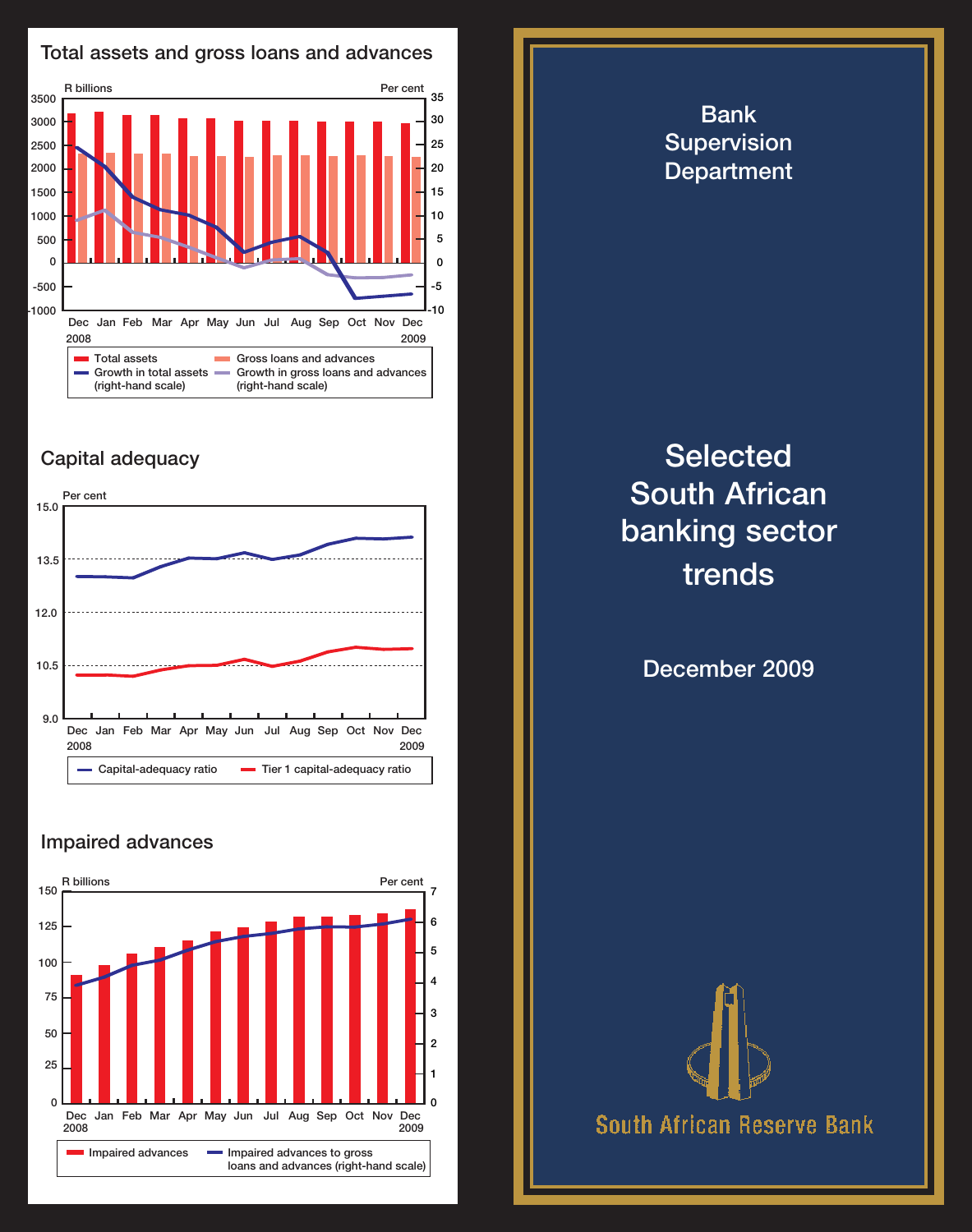## Total assets and gross loans and advances

R billions | Per cent

Dec 2008, Jan, Feb, Mar, Apr, May, Jun, Jul, Aug, Sep, Oct, Nov, Dec 2009

- Total assets
- Gross loans and advances
- Growth in total assets (right-hand scale)
- Growth in gross loans and advances (right-hand scale)

## Capital adequacy

Per cent

Dec 2008, Jan, Feb, Mar, Apr, May, Jun, Jul, Aug, Sep, Oct, Nov, Dec 2009

- Capital-adequacy ratio
- Tier 1 capital-adequacy ratio

## Impaired advances

R billions | Per cent

Dec 2008, Jan, Feb, Mar, Apr, May, Jun, Jul, Aug, Sep, Oct, Nov, Dec 2009

- Impaired advances
- Impaired advances to gross loans and advances (right-hand scale)

# Bank Supervision Department

# Selected South African banking sector trends

## December 2009

South African Reserve Bank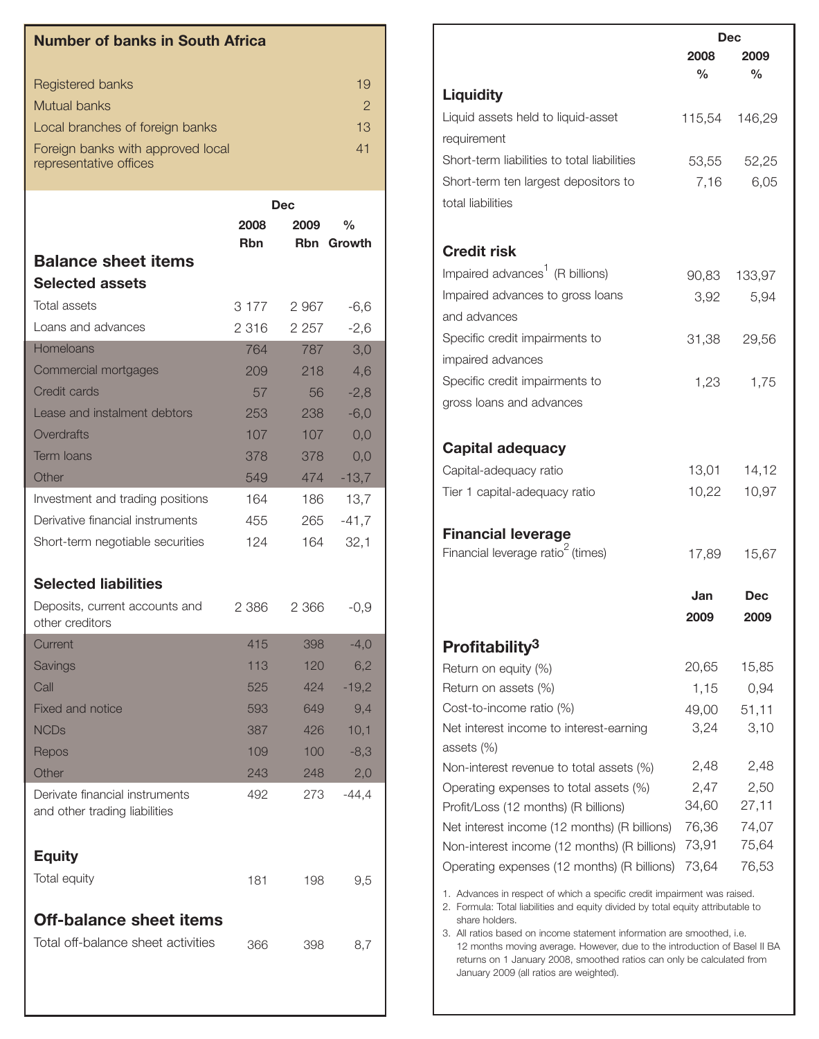## Number of banks in South Africa

| | |
|---|---|
| Registered banks | 19 |
| Mutual banks | 2 |
| Local branches of foreign banks | 13 |
| Foreign banks with approved local representative offices | 41 |

| | Dec 2008 Rbn | Dec 2009 Rbn | % Growth |
|---|---|---|---|
| **Balance sheet items** | | | |
| **Selected assets** | | | |
| Total assets | 3 177 | 2 967 | -6,6 |
| Loans and advances | 2 316 | 2 257 | -2,6 |
| Homeloans | 764 | 787 | 3,0 |
| Commercial mortgages | 209 | 218 | 4,6 |
| Credit cards | 57 | 56 | -2,8 |
| Lease and instalment debtors | 253 | 238 | -6,0 |
| Overdrafts | 107 | 107 | 0,0 |
| Term loans | 378 | 378 | 0,0 |
| Other | 549 | 474 | -13,7 |
| Investment and trading positions | 164 | 186 | 13,7 |
| Derivative financial instruments | 455 | 265 | -41,7 |
| Short-term negotiable securities | 124 | 164 | 32,1 |
| **Selected liabilities** | | | |
| Deposits, current accounts and other creditors | 2 386 | 2 366 | -0,9 |
| Current | 415 | 398 | -4,0 |
| Savings | 113 | 120 | 6,2 |
| Call | 525 | 424 | -19,2 |
| Fixed and notice | 593 | 649 | 9,4 |
| NCDs | 387 | 426 | 10,1 |
| Repos | 109 | 100 | -8,3 |
| Other | 243 | 248 | 2,0 |
| Derivate financial instruments and other trading liabilities | 492 | 273 | -44,4 |
| **Equity** | | | |
| Total equity | 181 | 198 | 9,5 |
| **Off-balance sheet items** | | | |
| Total off-balance sheet activities | 366 | 398 | 8,7 |

| | Dec 2008 % | Dec 2009 % |
|---|---|---|
| **Liquidity** | | |
| Liquid assets held to liquid-asset requirement | 115,54 | 146,29 |
| Short-term liabilities to total liabilities | 53,55 | 52,25 |
| Short-term ten largest depositors to total liabilities | 7,16 | 6,05 |
| **Credit risk** | | |
| Impaired advances[1] (R billions) | 90,83 | 133,97 |
| Impaired advances to gross loans and advances | 3,92 | 5,94 |
| Specific credit impairments to impaired advances | 31,38 | 29,56 |
| Specific credit impairments to gross loans and advances | 1,23 | 1,75 |
| **Capital adequacy** | | |
| Capital-adequacy ratio | 13,01 | 14,12 |
| Tier 1 capital-adequacy ratio | 10,22 | 10,97 |
| **Financial leverage** | | |
| Financial leverage ratio[2] (times) | 17,89 | 15,67 |

| | Jan 2009 | Dec 2009 |
|---|---|---|
| **Profitability[3]** | | |
| Return on equity (%) | 20,65 | 15,85 |
| Return on assets (%) | 1,15 | 0,94 |
| Cost-to-income ratio (%) | 49,00 | 51,11 |
| Net interest income to interest-earning assets (%) | 3,24 | 3,10 |
| Non-interest revenue to total assets (%) | 2,48 | 2,48 |
| Operating expenses to total assets (%) | 2,47 | 2,50 |
| Profit/Loss (12 months) (R billions) | 34,60 | 27,11 |
| Net interest income (12 months) (R billions) | 76,36 | 74,07 |
| Non-interest income (12 months) (R billions) | 73,91 | 75,64 |
| Operating expenses (12 months) (R billions) | 73,64 | 76,53 |

1. Advances in respect of which a specific credit impairment was raised.
2. Formula: Total liabilities and equity divided by total equity attributable to share holders.
3. All ratios based on income statement information are smoothed, i.e. 12 months moving average. However, due to the introduction of Basel II BA returns on 1 January 2008, smoothed ratios can only be calculated from January 2009 (all ratios are weighted).